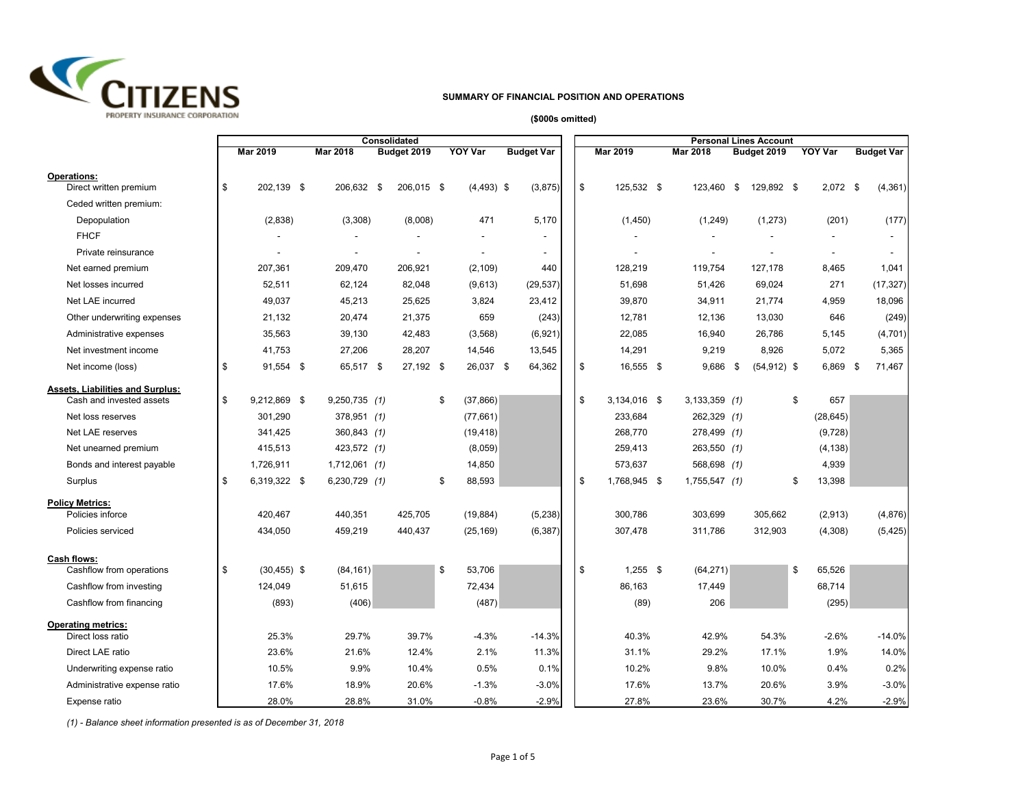**SUMMARY OF FINANCIAL POSITION AND OPERATIONS**

**($000s omitted)**

| | Consolidated | | | | | Personal Lines Account | | | | |
|---|---|---|---|---|---|---|---|---|---|---|
| | Mar 2019 | Mar 2018 | Budget 2019 | YOY Var | Budget Var | Mar 2019 | Mar 2018 | Budget 2019 | YOY Var | Budget Var |
| **Operations:** | | | | | | | | | | |
| Direct written premium | $ 202,139 | $ 206,632 | $ 206,015 | $ (4,493) | $ (3,875) | $ 125,532 | $ 123,460 | $ 129,892 | $ 2,072 | $ (4,361) |
| Ceded written premium: | | | | | | | | | | |
| Depopulation | (2,838) | (3,308) | (8,008) | 471 | 5,170 | (1,450) | (1,249) | (1,273) | (201) | (177) |
| FHCF | - | - | - | - | - | - | - | - | - | - |
| Private reinsurance | - | - | - | - | - | - | - | - | - | - |
| Net earned premium | 207,361 | 209,470 | 206,921 | (2,109) | 440 | 128,219 | 119,754 | 127,178 | 8,465 | 1,041 |
| Net losses incurred | 52,511 | 62,124 | 82,048 | (9,613) | (29,537) | 51,698 | 51,426 | 69,024 | 271 | (17,327) |
| Net LAE incurred | 49,037 | 45,213 | 25,625 | 3,824 | 23,412 | 39,870 | 34,911 | 21,774 | 4,959 | 18,096 |
| Other underwriting expenses | 21,132 | 20,474 | 21,375 | 659 | (243) | 12,781 | 12,136 | 13,030 | 646 | (249) |
| Administrative expenses | 35,563 | 39,130 | 42,483 | (3,568) | (6,921) | 22,085 | 16,940 | 26,786 | 5,145 | (4,701) |
| Net investment income | 41,753 | 27,206 | 28,207 | 14,546 | 13,545 | 14,291 | 9,219 | 8,926 | 5,072 | 5,365 |
| Net income (loss) | $ 91,554 | $ 65,517 | $ 27,192 | $ 26,037 | $ 64,362 | $ 16,555 | $ 9,686 | $ (54,912) | $ 6,869 | $ 71,467 |
| **Assets, Liabilities and Surplus:** | | | | | | | | | | |
| Cash and invested assets | $ 9,212,869 | $ 9,250,735 *(1)* | | $ (37,866) | | $ 3,134,016 | $ 3,133,359 *(1)* | | $ 657 | |
| Net loss reserves | 301,290 | 378,951 *(1)* | | (77,661) | | 233,684 | 262,329 *(1)* | | (28,645) | |
| Net LAE reserves | 341,425 | 360,843 *(1)* | | (19,418) | | 268,770 | 278,499 *(1)* | | (9,728) | |
| Net unearned premium | 415,513 | 423,572 *(1)* | | (8,059) | | 259,413 | 263,550 *(1)* | | (4,138) | |
| Bonds and interest payable | 1,726,911 | 1,712,061 *(1)* | | 14,850 | | 573,637 | 568,698 *(1)* | | 4,939 | |
| Surplus | $ 6,319,322 | $ 6,230,729 *(1)* | | $ 88,593 | | $ 1,768,945 | $ 1,755,547 *(1)* | | $ 13,398 | |
| **Policy Metrics:** | | | | | | | | | | |
| Policies inforce | 420,467 | 440,351 | 425,705 | (19,884) | (5,238) | 300,786 | 303,699 | 305,662 | (2,913) | (4,876) |
| Policies serviced | 434,050 | 459,219 | 440,437 | (25,169) | (6,387) | 307,478 | 311,786 | 312,903 | (4,308) | (5,425) |
| **Cash flows:** | | | | | | | | | | |
| Cashflow from operations | $ (30,455) | $ (84,161) | | $ 53,706 | | $ 1,255 | $ (64,271) | | $ 65,526 | |
| Cashflow from investing | 124,049 | 51,615 | | 72,434 | | 86,163 | 17,449 | | 68,714 | |
| Cashflow from financing | (893) | (406) | | (487) | | (89) | 206 | | (295) | |
| **Operating metrics:** | | | | | | | | | | |
| Direct loss ratio | 25.3% | 29.7% | 39.7% | -4.3% | -14.3% | 40.3% | 42.9% | 54.3% | -2.6% | -14.0% |
| Direct LAE ratio | 23.6% | 21.6% | 12.4% | 2.1% | 11.3% | 31.1% | 29.2% | 17.1% | 1.9% | 14.0% |
| Underwriting expense ratio | 10.5% | 9.9% | 10.4% | 0.5% | 0.1% | 10.2% | 9.8% | 10.0% | 0.4% | 0.2% |
| Administrative expense ratio | 17.6% | 18.9% | 20.6% | -1.3% | -3.0% | 17.6% | 13.7% | 20.6% | 3.9% | -3.0% |
| Expense ratio | 28.0% | 28.8% | 31.0% | -0.8% | -2.9% | 27.8% | 23.6% | 30.7% | 4.2% | -2.9% |

*(1) - Balance sheet information presented is as of December 31, 2018*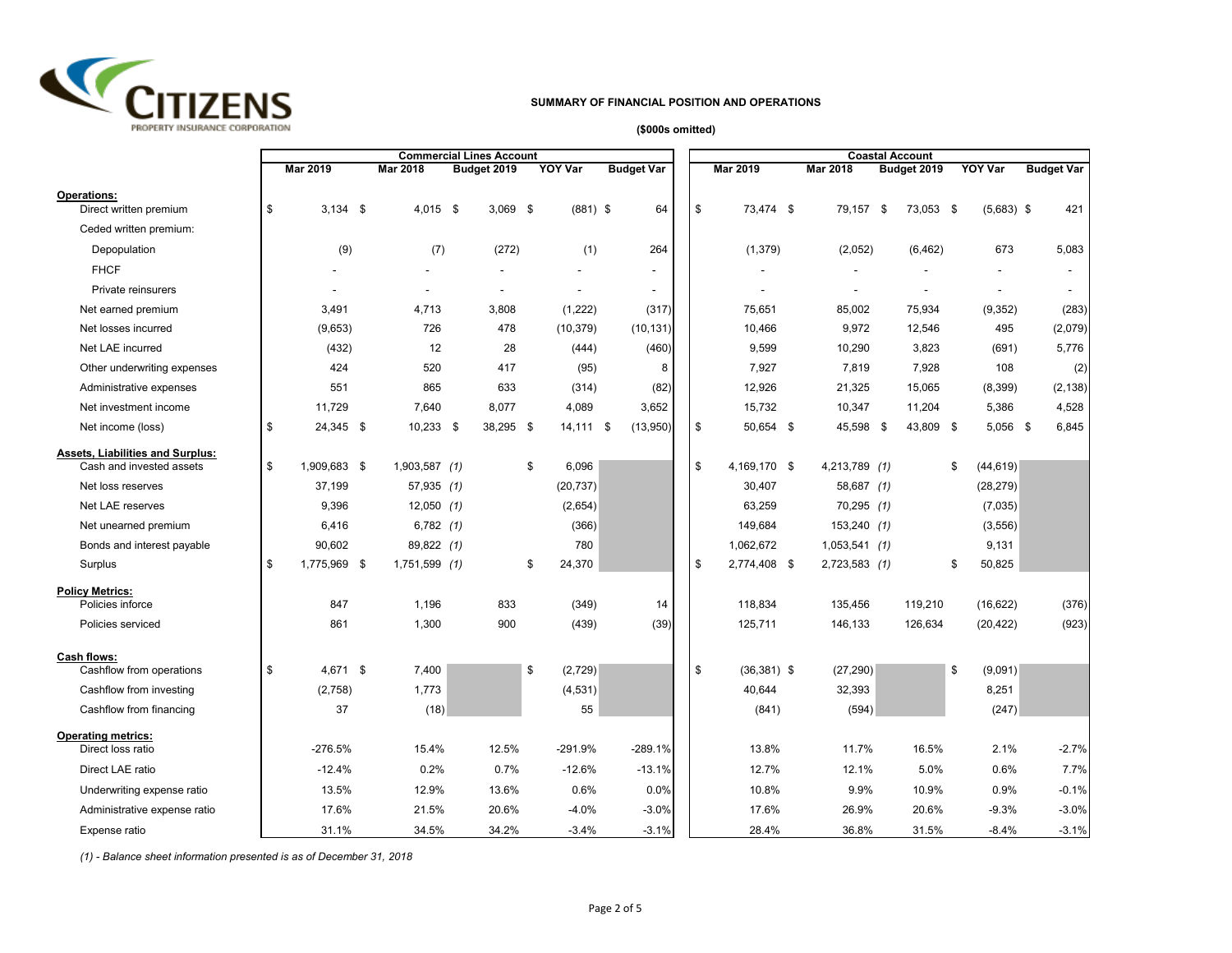CITIZENS PROPERTY INSURANCE CORPORATION

**SUMMARY OF FINANCIAL POSITION AND OPERATIONS**

**($000s omitted)**

| | Commercial Lines Account | | | | | Coastal Account | | | | |
|---|---|---|---|---|---|---|---|---|---|---|
| | Mar 2019 | Mar 2018 | Budget 2019 | YOY Var | Budget Var | Mar 2019 | Mar 2018 | Budget 2019 | YOY Var | Budget Var |
| **Operations:** | | | | | | | | | | |
| Direct written premium | $ 3,134 | $ 4,015 | $ 3,069 | $ (881) | $ 64 | $ 73,474 | $ 79,157 | $ 73,053 | $ (5,683) | $ 421 |
| Ceded written premium: | | | | | | | | | | |
| Depopulation | (9) | (7) | (272) | (1) | 264 | (1,379) | (2,052) | (6,462) | 673 | 5,083 |
| FHCF | - | - | - | - | - | - | - | - | - | - |
| Private reinsurers | - | - | - | - | - | - | - | - | - | - |
| Net earned premium | 3,491 | 4,713 | 3,808 | (1,222) | (317) | 75,651 | 85,002 | 75,934 | (9,352) | (283) |
| Net losses incurred | (9,653) | 726 | 478 | (10,379) | (10,131) | 10,466 | 9,972 | 12,546 | 495 | (2,079) |
| Net LAE incurred | (432) | 12 | 28 | (444) | (460) | 9,599 | 10,290 | 3,823 | (691) | 5,776 |
| Other underwriting expenses | 424 | 520 | 417 | (95) | 8 | 7,927 | 7,819 | 7,928 | 108 | (2) |
| Administrative expenses | 551 | 865 | 633 | (314) | (82) | 12,926 | 21,325 | 15,065 | (8,399) | (2,138) |
| Net investment income | 11,729 | 7,640 | 8,077 | 4,089 | 3,652 | 15,732 | 10,347 | 11,204 | 5,386 | 4,528 |
| Net income (loss) | $ 24,345 | $ 10,233 | $ 38,295 | $ 14,111 | $ (13,950) | $ 50,654 | $ 45,598 | $ 43,809 | $ 5,056 | $ 6,845 |
| **Assets, Liabilities and Surplus:** | | | | | | | | | | |
| Cash and invested assets | $ 1,909,683 | $ 1,903,587 *(1)* | | $ 6,096 | | $ 4,169,170 | $ 4,213,789 *(1)* | | $ (44,619) | |
| Net loss reserves | 37,199 | 57,935 *(1)* | | (20,737) | | 30,407 | 58,687 *(1)* | | (28,279) | |
| Net LAE reserves | 9,396 | 12,050 *(1)* | | (2,654) | | 63,259 | 70,295 *(1)* | | (7,035) | |
| Net unearned premium | 6,416 | 6,782 *(1)* | | (366) | | 149,684 | 153,240 *(1)* | | (3,556) | |
| Bonds and interest payable | 90,602 | 89,822 *(1)* | | 780 | | 1,062,672 | 1,053,541 *(1)* | | 9,131 | |
| Surplus | $ 1,775,969 | $ 1,751,599 *(1)* | | $ 24,370 | | $ 2,774,408 | $ 2,723,583 *(1)* | | $ 50,825 | |
| **Policy Metrics:** | | | | | | | | | | |
| Policies inforce | 847 | 1,196 | 833 | (349) | 14 | 118,834 | 135,456 | 119,210 | (16,622) | (376) |
| Policies serviced | 861 | 1,300 | 900 | (439) | (39) | 125,711 | 146,133 | 126,634 | (20,422) | (923) |
| **Cash flows:** | | | | | | | | | | |
| Cashflow from operations | $ 4,671 | $ 7,400 | | $ (2,729) | | $ (36,381) | $ (27,290) | | $ (9,091) | |
| Cashflow from investing | (2,758) | 1,773 | | (4,531) | | 40,644 | 32,393 | | 8,251 | |
| Cashflow from financing | 37 | (18) | | 55 | | (841) | (594) | | (247) | |
| **Operating metrics:** | | | | | | | | | | |
| Direct loss ratio | -276.5% | 15.4% | 12.5% | -291.9% | -289.1% | 13.8% | 11.7% | 16.5% | 2.1% | -2.7% |
| Direct LAE ratio | -12.4% | 0.2% | 0.7% | -12.6% | -13.1% | 12.7% | 12.1% | 5.0% | 0.6% | 7.7% |
| Underwriting expense ratio | 13.5% | 12.9% | 13.6% | 0.6% | 0.0% | 10.8% | 9.9% | 10.9% | 0.9% | -0.1% |
| Administrative expense ratio | 17.6% | 21.5% | 20.6% | -4.0% | -3.0% | 17.6% | 26.9% | 20.6% | -9.3% | -3.0% |
| Expense ratio | 31.1% | 34.5% | 34.2% | -3.4% | -3.1% | 28.4% | 36.8% | 31.5% | -8.4% | -3.1% |

*(1) - Balance sheet information presented is as of December 31, 2018*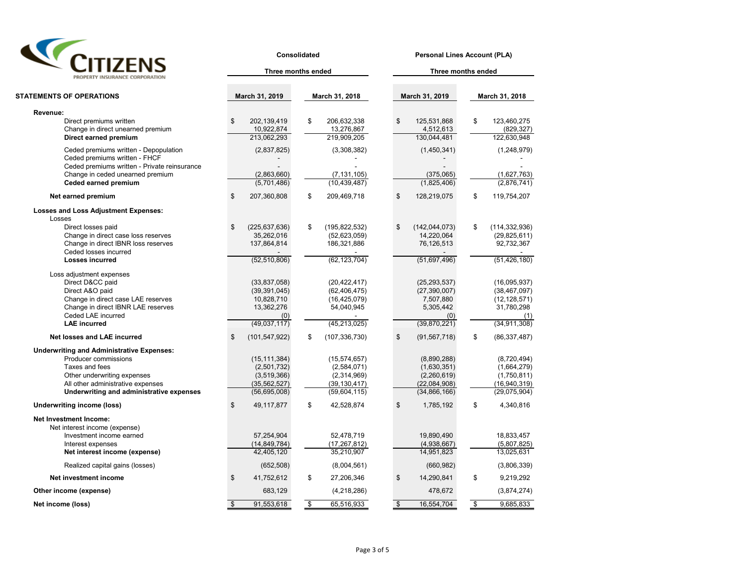# CITIZENS PROPERTY INSURANCE CORPORATION

| STATEMENTS OF OPERATIONS | Consolidated | | Personal Lines Account (PLA) | |
|---|---|---|---|---|
| | Three months ended | | Three months ended | |
| | March 31, 2019 | March 31, 2018 | March 31, 2019 | March 31, 2018 |
| **Revenue:** | | | | |
| Direct premiums written | $ 202,139,419 | $ 206,632,338 | $ 125,531,868 | $ 123,460,275 |
| Change in direct unearned premium | 10,922,874 | 13,276,867 | 4,512,613 | (829,327) |
| **Direct earned premium** | 213,062,293 | 219,909,205 | 130,044,481 | 122,630,948 |
| Ceded premiums written - Depopulation | (2,837,825) | (3,308,382) | (1,450,341) | (1,248,979) |
| Ceded premiums written - FHCF | - | - | - | - |
| Ceded premiums written - Private reinsurance | - | - | - | - |
| Change in ceded unearned premium | (2,863,660) | (7,131,105) | (375,065) | (1,627,763) |
| **Ceded earned premium** | (5,701,486) | (10,439,487) | (1,825,406) | (2,876,741) |
| **Net earned premium** | $ 207,360,808 | $ 209,469,718 | $ 128,219,075 | $ 119,754,207 |
| **Losses and Loss Adjustment Expenses:** | | | | |
| Losses | | | | |
| Direct losses paid | $ (225,637,636) | $ (195,822,532) | $ (142,044,073) | $ (114,332,936) |
| Change in direct case loss reserves | 35,262,016 | (52,623,059) | 14,220,064 | (29,825,611) |
| Change in direct IBNR loss reserves | 137,864,814 | 186,321,886 | 76,126,513 | 92,732,367 |
| Ceded losses incurred | - | - | - | - |
| **Losses incurred** | (52,510,806) | (62,123,704) | (51,697,496) | (51,426,180) |
| Loss adjustment expenses | | | | |
| Direct D&CC paid | (33,837,058) | (20,422,417) | (25,293,537) | (16,095,937) |
| Direct A&O paid | (39,391,045) | (62,406,475) | (27,390,007) | (38,467,097) |
| Change in direct case LAE reserves | 10,828,710 | (16,425,079) | 7,507,880 | (12,128,571) |
| Change in direct IBNR LAE reserves | 13,362,276 | 54,040,945 | 5,305,442 | 31,780,298 |
| Ceded LAE incurred | (0) | - | (0) | (1) |
| **LAE incurred** | (49,037,117) | (45,213,025) | (39,870,221) | (34,911,308) |
| **Net losses and LAE incurred** | $ (101,547,922) | $ (107,336,730) | $ (91,567,718) | $ (86,337,487) |
| **Underwriting and Administrative Expenses:** | | | | |
| Producer commissions | (15,111,384) | (15,574,657) | (8,890,288) | (8,720,494) |
| Taxes and fees | (2,501,732) | (2,584,071) | (1,630,351) | (1,664,279) |
| Other underwriting expenses | (3,519,366) | (2,314,969) | (2,260,619) | (1,750,811) |
| All other administrative expenses | (35,562,527) | (39,130,417) | (22,084,908) | (16,940,319) |
| **Underwriting and administrative expenses** | (56,695,008) | (59,604,115) | (34,866,166) | (29,075,904) |
| **Underwriting income (loss)** | $ 49,117,877 | $ 42,528,874 | $ 1,785,192 | $ 4,340,816 |
| **Net Investment Income:** | | | | |
| Net interest income (expense) | | | | |
| Investment income earned | 57,254,904 | 52,478,719 | 19,890,490 | 18,833,457 |
| Interest expenses | (14,849,784) | (17,267,812) | (4,938,667) | (5,807,825) |
| **Net interest income (expense)** | 42,405,120 | 35,210,907 | 14,951,823 | 13,025,631 |
| Realized capital gains (losses) | (652,508) | (8,004,561) | (660,982) | (3,806,339) |
| **Net investment income** | $ 41,752,612 | $ 27,206,346 | $ 14,290,841 | $ 9,219,292 |
| **Other income (expense)** | 683,129 | (4,218,286) | 478,672 | (3,874,274) |
| **Net income (loss)** | $ 91,553,618 | $ 65,516,933 | $ 16,554,704 | $ 9,685,833 |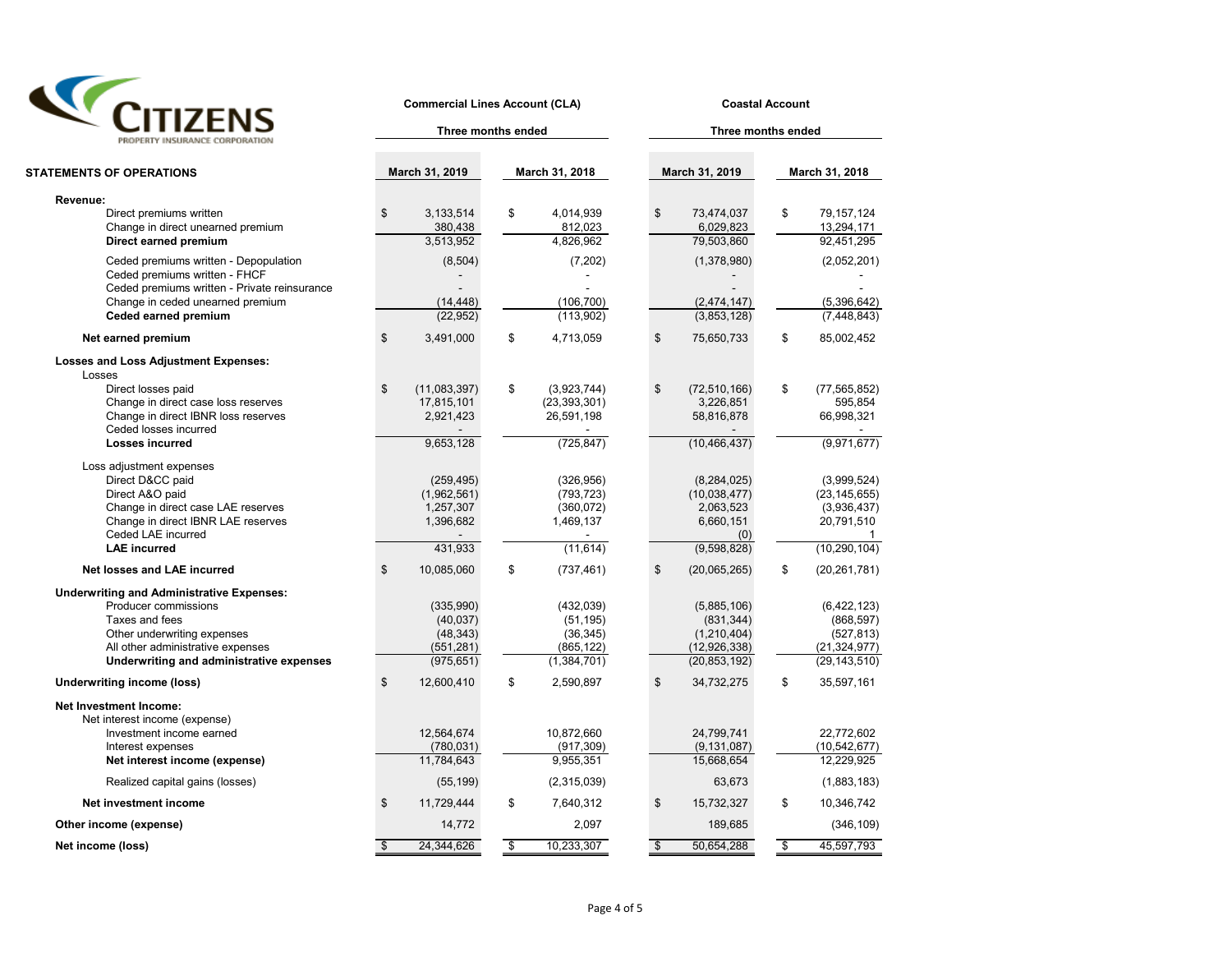# CITIZENS PROPERTY INSURANCE CORPORATION

| STATEMENTS OF OPERATIONS | Commercial Lines Account (CLA) Three months ended March 31, 2019 | Commercial Lines Account (CLA) Three months ended March 31, 2018 | Coastal Account Three months ended March 31, 2019 | Coastal Account Three months ended March 31, 2018 |
|---|---|---|---|---|
| **Revenue:** | | | | |
| Direct premiums written | $ 3,133,514 | $ 4,014,939 | $ 73,474,037 | $ 79,157,124 |
| Change in direct unearned premium | 380,438 | 812,023 | 6,029,823 | 13,294,171 |
| **Direct earned premium** | 3,513,952 | 4,826,962 | 79,503,860 | 92,451,295 |
| Ceded premiums written - Depopulation | (8,504) | (7,202) | (1,378,980) | (2,052,201) |
| Ceded premiums written - FHCF | - | - | - | - |
| Ceded premiums written - Private reinsurance | - | - | - | - |
| Change in ceded unearned premium | (14,448) | (106,700) | (2,474,147) | (5,396,642) |
| **Ceded earned premium** | (22,952) | (113,902) | (3,853,128) | (7,448,843) |
| **Net earned premium** | $ 3,491,000 | $ 4,713,059 | $ 75,650,733 | $ 85,002,452 |
| **Losses and Loss Adjustment Expenses:** | | | | |
| Losses | | | | |
| Direct losses paid | $ (11,083,397) | $ (3,923,744) | $ (72,510,166) | $ (77,565,852) |
| Change in direct case loss reserves | 17,815,101 | (23,393,301) | 3,226,851 | 595,854 |
| Change in direct IBNR loss reserves | 2,921,423 | 26,591,198 | 58,816,878 | 66,998,321 |
| Ceded losses incurred | - | - | - | - |
| **Losses incurred** | 9,653,128 | (725,847) | (10,466,437) | (9,971,677) |
| Loss adjustment expenses | | | | |
| Direct D&CC paid | (259,495) | (326,956) | (8,284,025) | (3,999,524) |
| Direct A&O paid | (1,962,561) | (793,723) | (10,038,477) | (23,145,655) |
| Change in direct case LAE reserves | 1,257,307 | (360,072) | 2,063,523 | (3,936,437) |
| Change in direct IBNR LAE reserves | 1,396,682 | 1,469,137 | 6,660,151 | 20,791,510 |
| Ceded LAE incurred | - | - | (0) | 1 |
| **LAE incurred** | 431,933 | (11,614) | (9,598,828) | (10,290,104) |
| **Net losses and LAE incurred** | $ 10,085,060 | $ (737,461) | $ (20,065,265) | $ (20,261,781) |
| **Underwriting and Administrative Expenses:** | | | | |
| Producer commissions | (335,990) | (432,039) | (5,885,106) | (6,422,123) |
| Taxes and fees | (40,037) | (51,195) | (831,344) | (868,597) |
| Other underwriting expenses | (48,343) | (36,345) | (1,210,404) | (527,813) |
| All other administrative expenses | (551,281) | (865,122) | (12,926,338) | (21,324,977) |
| **Underwriting and administrative expenses** | (975,651) | (1,384,701) | (20,853,192) | (29,143,510) |
| **Underwriting income (loss)** | $ 12,600,410 | $ 2,590,897 | $ 34,732,275 | $ 35,597,161 |
| **Net Investment Income:** | | | | |
| Net interest income (expense) | | | | |
| Investment income earned | 12,564,674 | 10,872,660 | 24,799,741 | 22,772,602 |
| Interest expenses | (780,031) | (917,309) | (9,131,087) | (10,542,677) |
| **Net interest income (expense)** | 11,784,643 | 9,955,351 | 15,668,654 | 12,229,925 |
| Realized capital gains (losses) | (55,199) | (2,315,039) | 63,673 | (1,883,183) |
| **Net investment income** | $ 11,729,444 | $ 7,640,312 | $ 15,732,327 | $ 10,346,742 |
| **Other income (expense)** | 14,772 | 2,097 | 189,685 | (346,109) |
| **Net income (loss)** | $ 24,344,626 | $ 10,233,307 | $ 50,654,288 | $ 45,597,793 |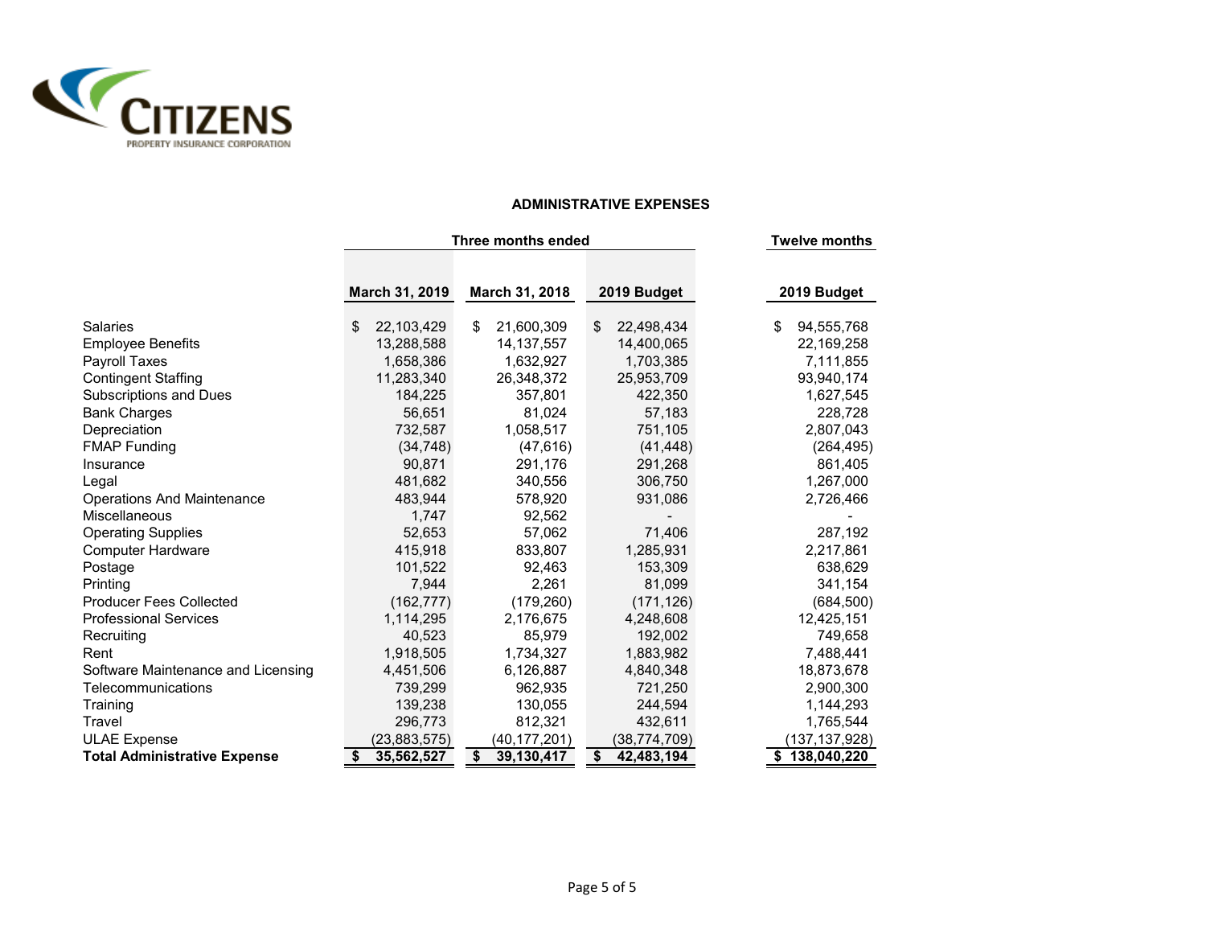CITIZENS
PROPERTY INSURANCE CORPORATION

## ADMINISTRATIVE EXPENSES

| | Three months ended | | | Twelve months |
|---|---|---|---|---|
| | March 31, 2019 | March 31, 2018 | 2019 Budget | 2019 Budget |
| Salaries | $ 22,103,429 | $ 21,600,309 | $ 22,498,434 | $ 94,555,768 |
| Employee Benefits | 13,288,588 | 14,137,557 | 14,400,065 | 22,169,258 |
| Payroll Taxes | 1,658,386 | 1,632,927 | 1,703,385 | 7,111,855 |
| Contingent Staffing | 11,283,340 | 26,348,372 | 25,953,709 | 93,940,174 |
| Subscriptions and Dues | 184,225 | 357,801 | 422,350 | 1,627,545 |
| Bank Charges | 56,651 | 81,024 | 57,183 | 228,728 |
| Depreciation | 732,587 | 1,058,517 | 751,105 | 2,807,043 |
| FMAP Funding | (34,748) | (47,616) | (41,448) | (264,495) |
| Insurance | 90,871 | 291,176 | 291,268 | 861,405 |
| Legal | 481,682 | 340,556 | 306,750 | 1,267,000 |
| Operations And Maintenance | 483,944 | 578,920 | 931,086 | 2,726,466 |
| Miscellaneous | 1,747 | 92,562 | - | - |
| Operating Supplies | 52,653 | 57,062 | 71,406 | 287,192 |
| Computer Hardware | 415,918 | 833,807 | 1,285,931 | 2,217,861 |
| Postage | 101,522 | 92,463 | 153,309 | 638,629 |
| Printing | 7,944 | 2,261 | 81,099 | 341,154 |
| Producer Fees Collected | (162,777) | (179,260) | (171,126) | (684,500) |
| Professional Services | 1,114,295 | 2,176,675 | 4,248,608 | 12,425,151 |
| Recruiting | 40,523 | 85,979 | 192,002 | 749,658 |
| Rent | 1,918,505 | 1,734,327 | 1,883,982 | 7,488,441 |
| Software Maintenance and Licensing | 4,451,506 | 6,126,887 | 4,840,348 | 18,873,678 |
| Telecommunications | 739,299 | 962,935 | 721,250 | 2,900,300 |
| Training | 139,238 | 130,055 | 244,594 | 1,144,293 |
| Travel | 296,773 | 812,321 | 432,611 | 1,765,544 |
| ULAE Expense | (23,883,575) | (40,177,201) | (38,774,709) | (137,137,928) |
| **Total Administrative Expense** | **$ 35,562,527** | **$ 39,130,417** | **$ 42,483,194** | **$ 138,040,220** |